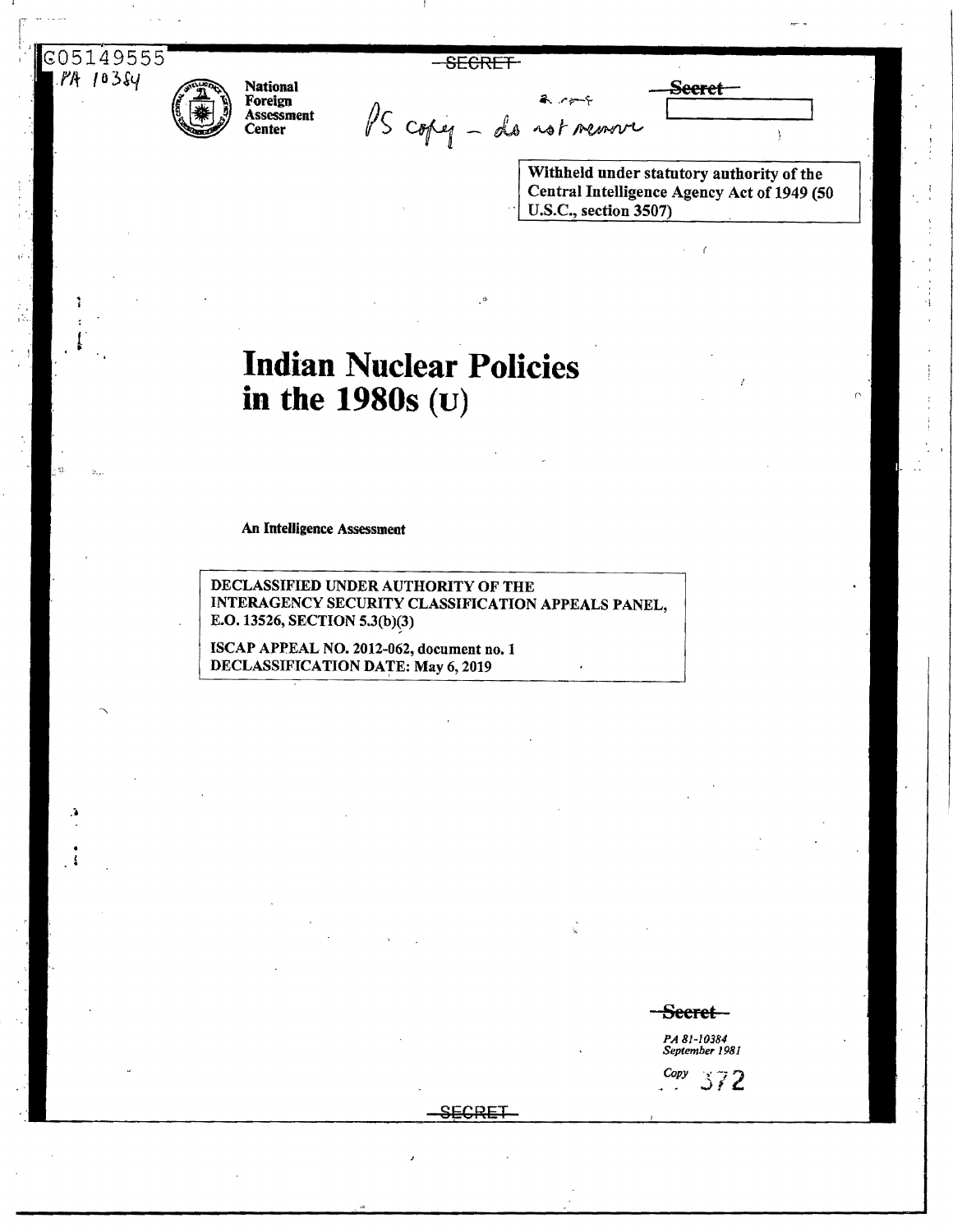G05149555
PA 10384

SECRET

National Foreign Assessment Center

PS copy – do not remove

Secret

Withheld under statutory authority of the Central Intelligence Agency Act of 1949 (50 U.S.C., section 3507)

# Indian Nuclear Policies in the 1980s (U)

An Intelligence Assessment

DECLASSIFIED UNDER AUTHORITY OF THE INTERAGENCY SECURITY CLASSIFICATION APPEALS PANEL, E.O. 13526, SECTION 5.3(b)(3)

ISCAP APPEAL NO. 2012-062, document no. 1
DECLASSIFICATION DATE: May 6, 2019

Secret

*PA 81-10384*
*September 1981*

Copy 372

SECRET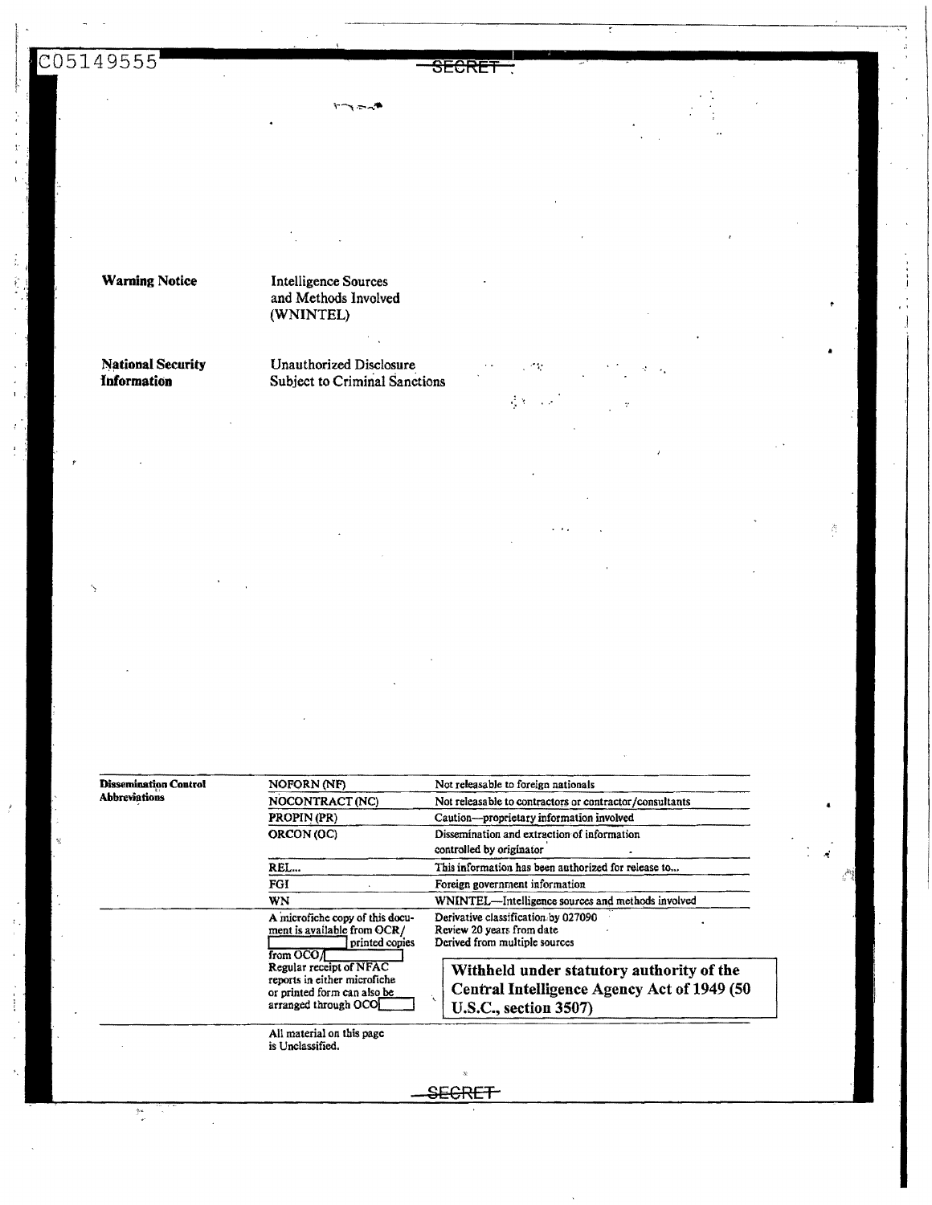C05149555

SECRET

| | |
|---|---|
| **Warning Notice** | Intelligence Sources and Methods Involved (WNINTEL) |
| **National Security Information** | Unauthorized Disclosure Subject to Criminal Sanctions |

| Dissemination Control Abbreviations | | |
|---|---|---|
| | NOFORN (NF) | Not releasable to foreign nationals |
| | NOCONTRACT (NC) | Not releasable to contractors or contractor/consultants |
| | PROPIN (PR) | Caution—proprietary information involved |
| | ORCON (OC) | Dissemination and extraction of information controlled by originator |
| | REL... | This information has been authorized for release to... |
| | FGI | Foreign government information |
| | WN | WNINTEL—Intelligence sources and methods involved |
| | A microfiche copy of this document is available from OCR/ [ ] printed copies from OCO/[ ] Regular receipt of NFAC reports in either microfiche or printed form can also be arranged through OCO[ ] | Derivative classification by 027090 Review 20 years from date Derived from multiple sources |

**Withheld under statutory authority of the Central Intelligence Agency Act of 1949 (50 U.S.C., section 3507)**

All material on this page is Unclassified.

SECRET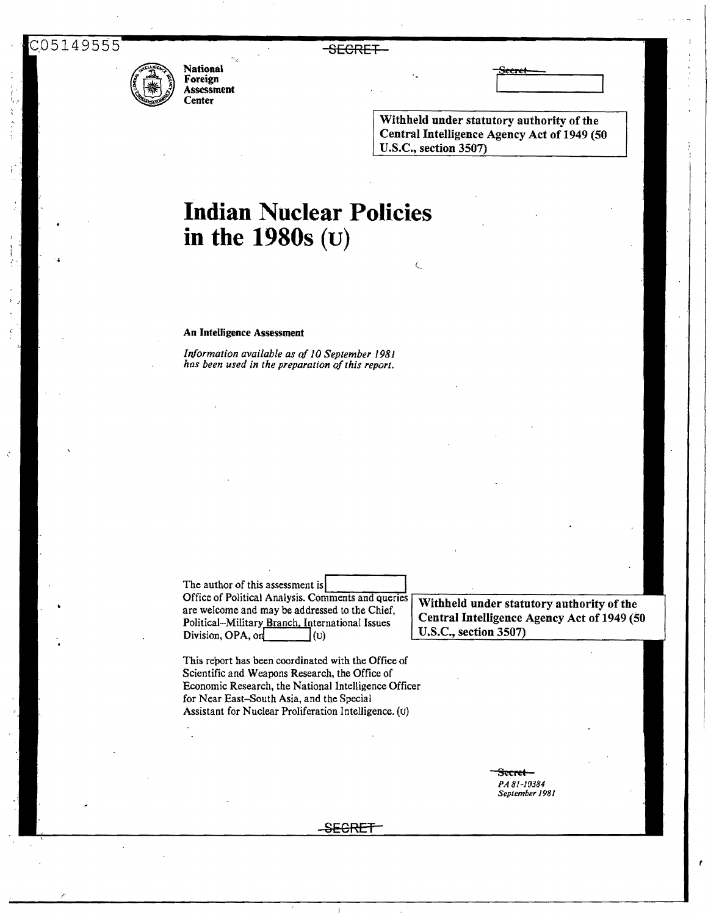National Foreign Assessment Center

Secret

Withheld under statutory authority of the Central Intelligence Agency Act of 1949 (50 U.S.C., section 3507)

# Indian Nuclear Policies in the 1980s (U)

**An Intelligence Assessment**

*Information available as of 10 September 1981 has been used in the preparation of this report.*

The author of this assessment is [ ] Office of Political Analysis. Comments and queries are welcome and may be addressed to the Chief, Political–Military Branch, International Issues Division, OPA, on [ ] (U)

Withheld under statutory authority of the Central Intelligence Agency Act of 1949 (50 U.S.C., section 3507)

This report has been coordinated with the Office of Scientific and Weapons Research, the Office of Economic Research, the National Intelligence Officer for Near East–South Asia, and the Special Assistant for Nuclear Proliferation Intelligence. (U)

Secret
*PA 81-10384*
*September 1981*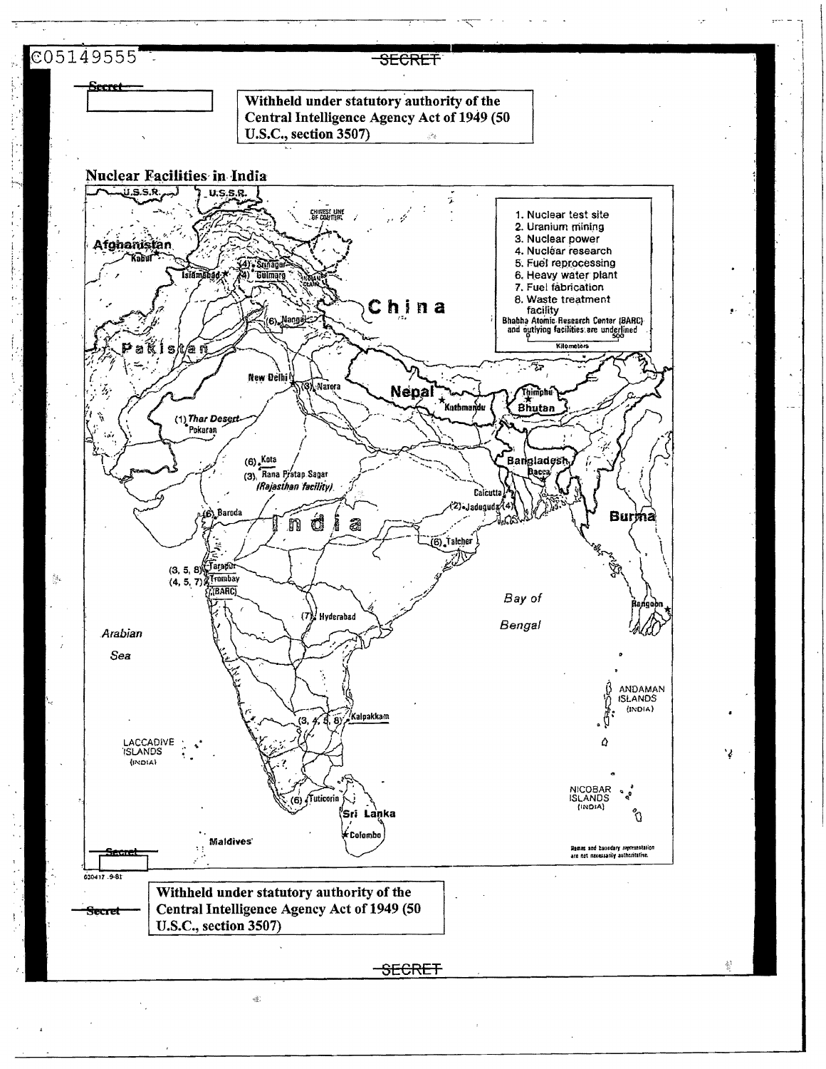C05149555

Secret

Withheld under statutory authority of the Central Intelligence Agency Act of 1949 (50 U.S.C., section 3507)

## Nuclear Facilities in India

1. Nuclear test site
2. Uranium mining
3. Nuclear power
4. Nuclear research
5. Fuel reprocessing
6. Heavy water plant
7. Fuel fabrication
8. Waste treatment facility

Bhabha Atomic Research Center (BARC) and outlying facilities are underlined

Kilometers 0 500

(4) Srinagar
(4) Gulmarg
(6) Nangal
(3) Narora
(1) Thar Desert Pokaran
(6) Kota
(3) Rana Pratap Sagar *(Rajasthan facility)*
(6) Baroda
(2) Jaduguda
(6) Talcher
(3, 5, 8) Tarapur
(4, 5, 7) Trombay (BARC)
(7) Hyderabad
(3, 4, 5, 8) Kalpakkam
(6) Tuticorin

U.S.S.R., Afghanistan, Kabul, Islamabad, Pakistan, Chinese line of control, Indian claim, China, New Delhi, Nepal, Kathmandu, Thimphu, Bhutan, Bangladesh, Dacca, Calcutta, India, Burma, Rangoon, Bay of Bengal, Arabian Sea, Laccadive Islands (India), Andaman Islands (India), Nicobar Islands (India), Sri Lanka, Colombo, Maldives

Names and boundary representation are not necessarily authoritative.

Secret

630417 9-81

Withheld under statutory authority of the Central Intelligence Agency Act of 1949 (50 U.S.C., section 3507)

Secret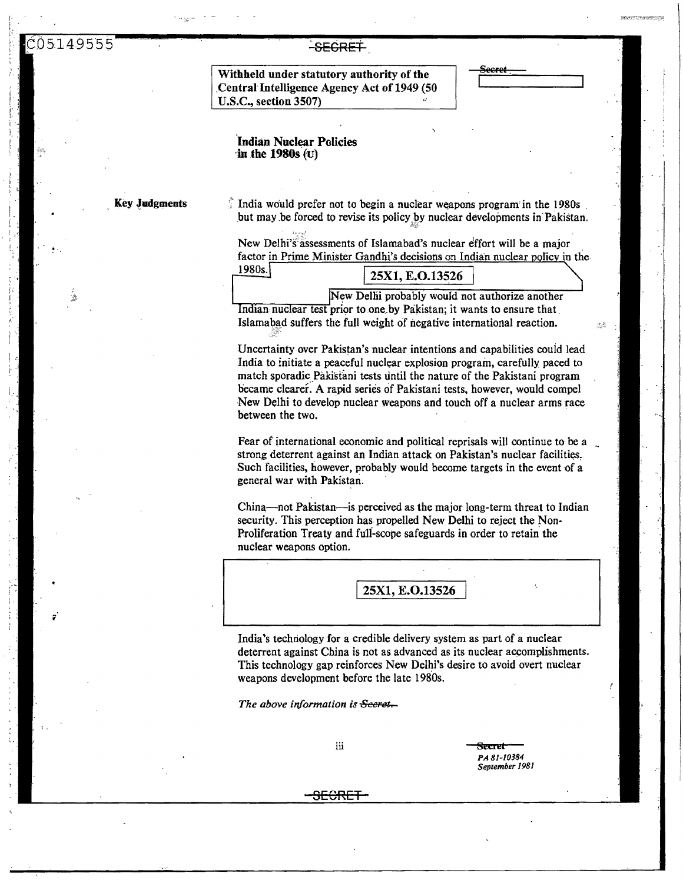C05149555

SECRET

Withheld under statutory authority of the Central Intelligence Agency Act of 1949 (50 U.S.C., section 3507)

Secret

# Indian Nuclear Policies in the 1980s (U)

**Key Judgments**

India would prefer not to begin a nuclear weapons program in the 1980s but may be forced to revise its policy by nuclear developments in Pakistan.

New Delhi's assessments of Islamabad's nuclear effort will be a major factor in Prime Minister Gandhi's decisions on Indian nuclear policy in the 1980s. [25X1, E.O.13526] New Delhi probably would not authorize another Indian nuclear test prior to one by Pakistan; it wants to ensure that Islamabad suffers the full weight of negative international reaction.

Uncertainty over Pakistan's nuclear intentions and capabilities could lead India to initiate a peaceful nuclear explosion program, carefully paced to match sporadic Pakistani tests until the nature of the Pakistani program became clearer. A rapid series of Pakistani tests, however, would compel New Delhi to develop nuclear weapons and touch off a nuclear arms race between the two.

Fear of international economic and political reprisals will continue to be a strong deterrent against an Indian attack on Pakistan's nuclear facilities. Such facilities, however, probably would become targets in the event of a general war with Pakistan.

China—not Pakistan—is perceived as the major long-term threat to Indian security. This perception has propelled New Delhi to reject the Non-Proliferation Treaty and full-scope safeguards in order to retain the nuclear weapons option.

[25X1, E.O.13526]

India's technology for a credible delivery system as part of a nuclear deterrent against China is not as advanced as its nuclear accomplishments. This technology gap reinforces New Delhi's desire to avoid overt nuclear weapons development before the late 1980s.

*The above information is ~~Secret.~~*

Secret
*PA 81-10384*
*September 1981*

SECRET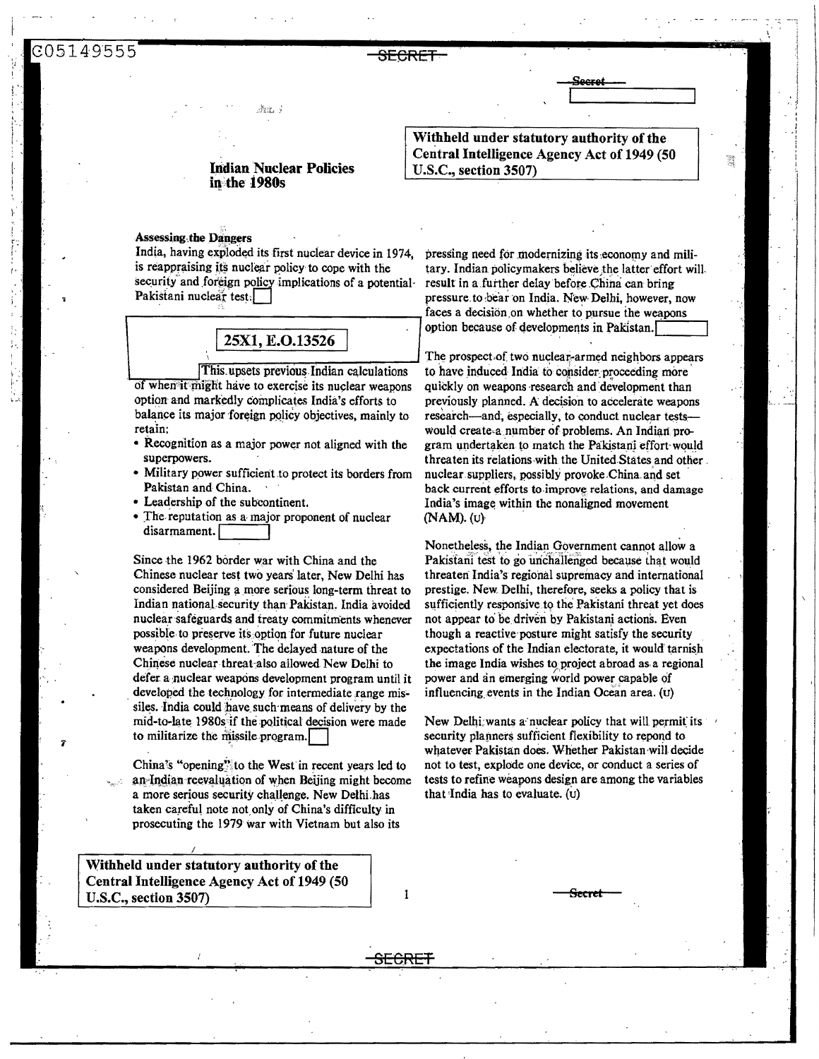Withheld under statutory authority of the Central Intelligence Agency Act of 1949 (50 U.S.C., section 3507)

# Indian Nuclear Policies in the 1980s

### Assessing the Dangers

India, having exploded its first nuclear device in 1974, is reappraising its nuclear policy to cope with the security and foreign policy implications of a potential Pakistani nuclear test.

25X1, E.O.13526

This upsets previous Indian calculations of when it might have to exercise its nuclear weapons option and markedly complicates India's efforts to balance its major foreign policy objectives, mainly to retain:

- Recognition as a major power not aligned with the superpowers.
- Military power sufficient to protect its borders from Pakistan and China.
- Leadership of the subcontinent.
- The reputation as a major proponent of nuclear disarmament.

Since the 1962 border war with China and the Chinese nuclear test two years later, New Delhi has considered Beijing a more serious long-term threat to Indian national security than Pakistan. India avoided nuclear safeguards and treaty commitments whenever possible to preserve its option for future nuclear weapons development. The delayed nature of the Chinese nuclear threat also allowed New Delhi to defer a nuclear weapons development program until it developed the technology for intermediate range missiles. India could have such means of delivery by the mid-to-late 1980s if the political decision were made to militarize the missile program.

China's "opening" to the West in recent years led to an Indian reevaluation of when Beijing might become a more serious security challenge. New Delhi has taken careful note not only of China's difficulty in prosecuting the 1979 war with Vietnam but also its pressing need for modernizing its economy and military. Indian policymakers believe the latter effort will result in a further delay before China can bring pressure to bear on India. New Delhi, however, now faces a decision on whether to pursue the weapons option because of developments in Pakistan.

The prospect of two nuclear-armed neighbors appears to have induced India to consider proceeding more quickly on weapons research and development than previously planned. A decision to accelerate weapons research—and, especially, to conduct nuclear tests—would create a number of problems. An Indian program undertaken to match the Pakistani effort would threaten its relations with the United States and other nuclear suppliers, possibly provoke China and set back current efforts to improve relations, and damage India's image within the nonaligned movement (NAM). (U)

Nonetheless, the Indian Government cannot allow a Pakistani test to go unchallenged because that would threaten India's regional supremacy and international prestige. New Delhi, therefore, seeks a policy that is sufficiently responsive to the Pakistani threat yet does not appear to be driven by Pakistani actions. Even though a reactive posture might satisfy the security expectations of the Indian electorate, it would tarnish the image India wishes to project abroad as a regional power and an emerging world power capable of influencing events in the Indian Ocean area. (U)

New Delhi wants a nuclear policy that will permit its security planners sufficient flexibility to repond to whatever Pakistan does. Whether Pakistan will decide not to test, explode one device, or conduct a series of tests to refine weapons design are among the variables that India has to evaluate. (U)

Withheld under statutory authority of the Central Intelligence Agency Act of 1949 (50 U.S.C., section 3507)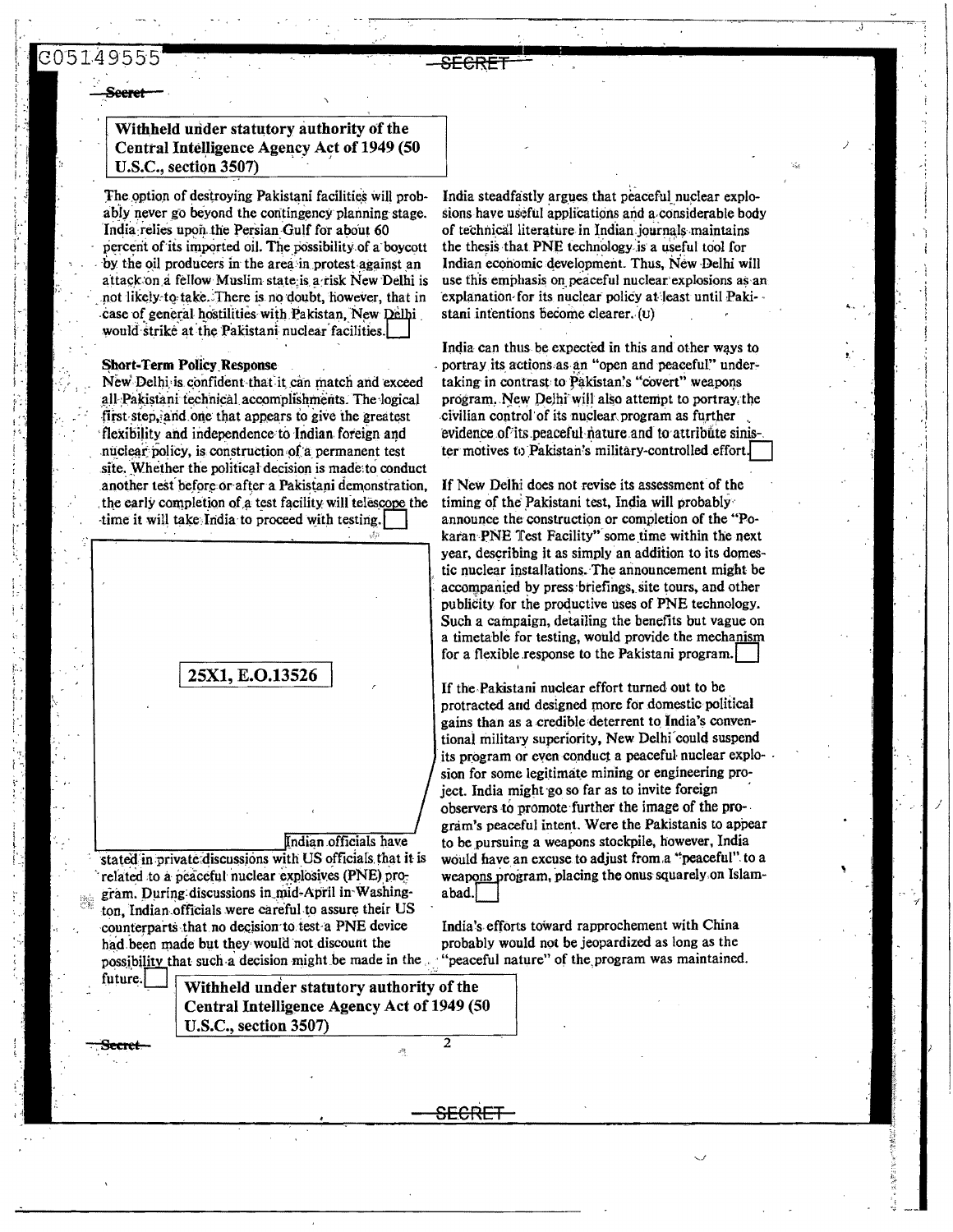Withheld under statutory authority of the Central Intelligence Agency Act of 1949 (50 U.S.C., section 3507)

The option of destroying Pakistani facilities will probably never go beyond the contingency planning stage. India relies upon the Persian Gulf for about 60 percent of its imported oil. The possibility of a boycott by the oil producers in the area in protest against an attack on a fellow Muslim state is a risk New Delhi is not likely to take. There is no doubt, however, that in case of general hostilities with Pakistan, New Delhi would strike at the Pakistani nuclear facilities.

**Short-Term Policy Response**

New Delhi is confident that it can match and exceed all Pakistani technical accomplishments. The logical first step, and one that appears to give the greatest flexibility and independence to Indian foreign and nuclear policy, is construction of a permanent test site. Whether the political decision is made to conduct another test before or after a Pakistani demonstration, the early completion of a test facility will telescope the time it will take India to proceed with testing.

25X1, E.O.13526

Indian officials have stated in private discussions with US officials that it is related to a peaceful nuclear explosives (PNE) program. During discussions in mid-April in Washington, Indian officials were careful to assure their US counterparts that no decision to test a PNE device had been made but they would not discount the possibility that such a decision might be made in the future.

Withheld under statutory authority of the Central Intelligence Agency Act of 1949 (50 U.S.C., section 3507)

India steadfastly argues that peaceful nuclear explosions have useful applications and a considerable body of technical literature in Indian journals maintains the thesis that PNE technology is a useful tool for Indian economic development. Thus, New Delhi will use this emphasis on peaceful nuclear explosions as an explanation for its nuclear policy at least until Pakistani intentions become clearer. (U)

India can thus be expected in this and other ways to portray its actions as an "open and peaceful" undertaking in contrast to Pakistan's "covert" weapons program. New Delhi will also attempt to portray the civilian control of its nuclear program as further evidence of its peaceful nature and to attribute sinister motives to Pakistan's military-controlled effort.

If New Delhi does not revise its assessment of the timing of the Pakistani test, India will probably announce the construction or completion of the "Pokaran PNE Test Facility" some time within the next year, describing it as simply an addition to its domestic nuclear installations. The announcement might be accompanied by press briefings, site tours, and other publicity for the productive uses of PNE technology. Such a campaign, detailing the benefits but vague on a timetable for testing, would provide the mechanism for a flexible response to the Pakistani program.

If the Pakistani nuclear effort turned out to be protracted and designed more for domestic political gains than as a credible deterrent to India's conventional military superiority, New Delhi could suspend its program or even conduct a peaceful nuclear explosion for some legitimate mining or engineering project. India might go so far as to invite foreign observers to promote further the image of the program's peaceful intent. Were the Pakistanis to appear to be pursuing a weapons stockpile, however, India would have an excuse to adjust from a "peaceful" to a weapons program, placing the onus squarely on Islamabad.

India's efforts toward rapprochement with China probably would not be jeopardized as long as the "peaceful nature" of the program was maintained.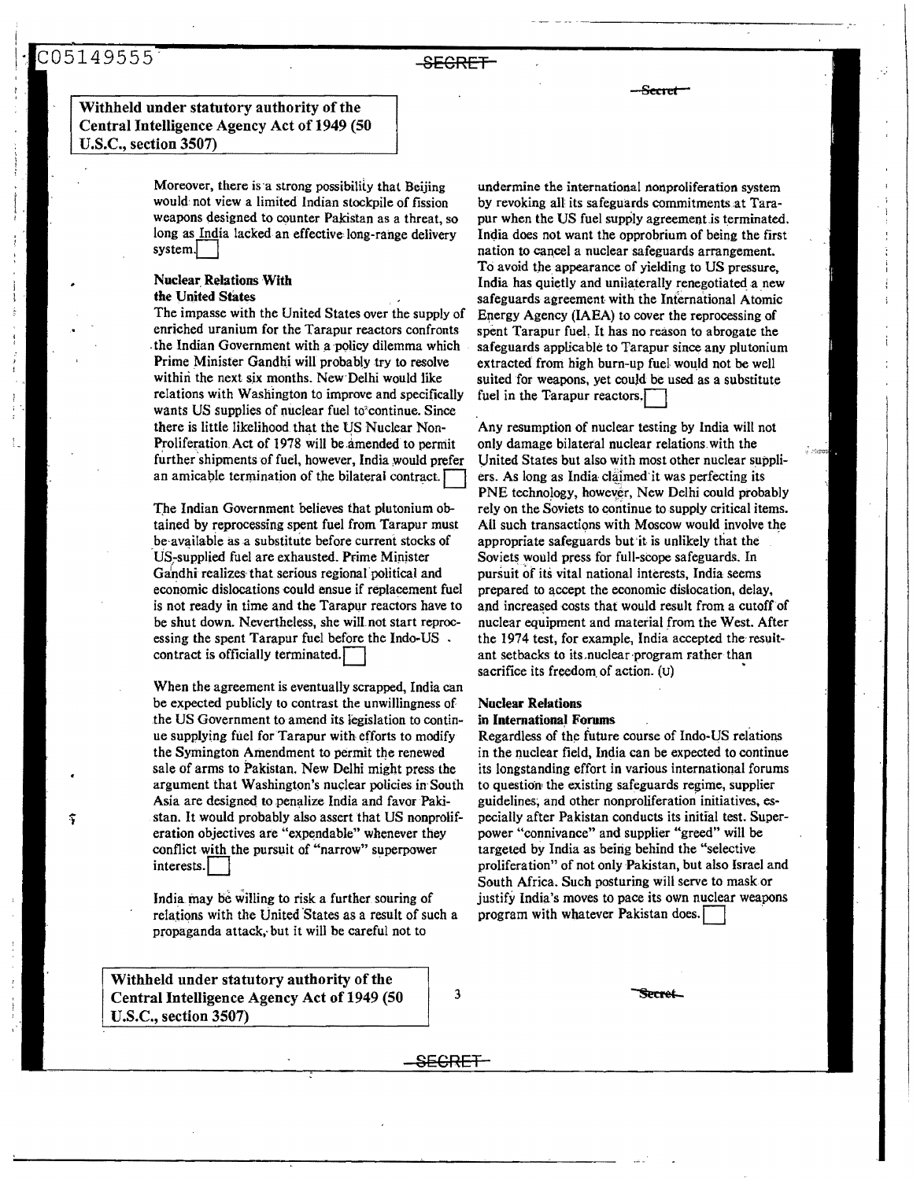Withheld under statutory authority of the Central Intelligence Agency Act of 1949 (50 U.S.C., section 3507)

Moreover, there is a strong possibility that Beijing would not view a limited Indian stockpile of fission weapons designed to counter Pakistan as a threat, so long as India lacked an effective long-range delivery system.

### Nuclear Relations With the United States

The impasse with the United States over the supply of enriched uranium for the Tarapur reactors confronts the Indian Government with a policy dilemma which Prime Minister Gandhi will probably try to resolve within the next six months. New Delhi would like relations with Washington to improve and specifically wants US supplies of nuclear fuel to continue. Since there is little likelihood that the US Nuclear Non-Proliferation Act of 1978 will be amended to permit further shipments of fuel, however, India would prefer an amicable termination of the bilateral contract.

The Indian Government believes that plutonium obtained by reprocessing spent fuel from Tarapur must be available as a substitute before current stocks of US-supplied fuel are exhausted. Prime Minister Gandhi realizes that serious regional political and economic dislocations could ensue if replacement fuel is not ready in time and the Tarapur reactors have to be shut down. Nevertheless, she will not start reprocessing the spent Tarapur fuel before the Indo-US contract is officially terminated.

When the agreement is eventually scrapped, India can be expected publicly to contrast the unwillingness of the US Government to amend its legislation to continue supplying fuel for Tarapur with efforts to modify the Symington Amendment to permit the renewed sale of arms to Pakistan. New Delhi might press the argument that Washington's nuclear policies in South Asia are designed to penalize India and favor Pakistan. It would probably also assert that US nonproliferation objectives are "expendable" whenever they conflict with the pursuit of "narrow" superpower interests.

India may be willing to risk a further souring of relations with the United States as a result of such a propaganda attack, but it will be careful not to undermine the international nonproliferation system by revoking all its safeguards commitments at Tarapur when the US fuel supply agreement is terminated. India does not want the opprobrium of being the first nation to cancel a nuclear safeguards arrangement. To avoid the appearance of yielding to US pressure, India has quietly and unilaterally renegotiated a new safeguards agreement with the International Atomic Energy Agency (IAEA) to cover the reprocessing of spent Tarapur fuel. It has no reason to abrogate the safeguards applicable to Tarapur since any plutonium extracted from high burn-up fuel would not be well suited for weapons, yet could be used as a substitute fuel in the Tarapur reactors.

Any resumption of nuclear testing by India will not only damage bilateral nuclear relations with the United States but also with most other nuclear suppliers. As long as India claimed it was perfecting its PNE technology, however, New Delhi could probably rely on the Soviets to continue to supply critical items. All such transactions with Moscow would involve the appropriate safeguards but it is unlikely that the Soviets would press for full-scope safeguards. In pursuit of its vital national interests, India seems prepared to accept the economic dislocation, delay, and increased costs that would result from a cutoff of nuclear equipment and material from the West. After the 1974 test, for example, India accepted the resultant setbacks to its nuclear program rather than sacrifice its freedom of action. (U)

### Nuclear Relations in International Forums

Regardless of the future course of Indo-US relations in the nuclear field, India can be expected to continue its longstanding effort in various international forums to question the existing safeguards regime, supplier guidelines, and other nonproliferation initiatives, especially after Pakistan conducts its initial test. Superpower "connivance" and supplier "greed" will be targeted by India as being behind the "selective proliferation" of not only Pakistan, but also Israel and South Africa. Such posturing will serve to mask or justify India's moves to pace its own nuclear weapons program with whatever Pakistan does.

Withheld under statutory authority of the Central Intelligence Agency Act of 1949 (50 U.S.C., section 3507)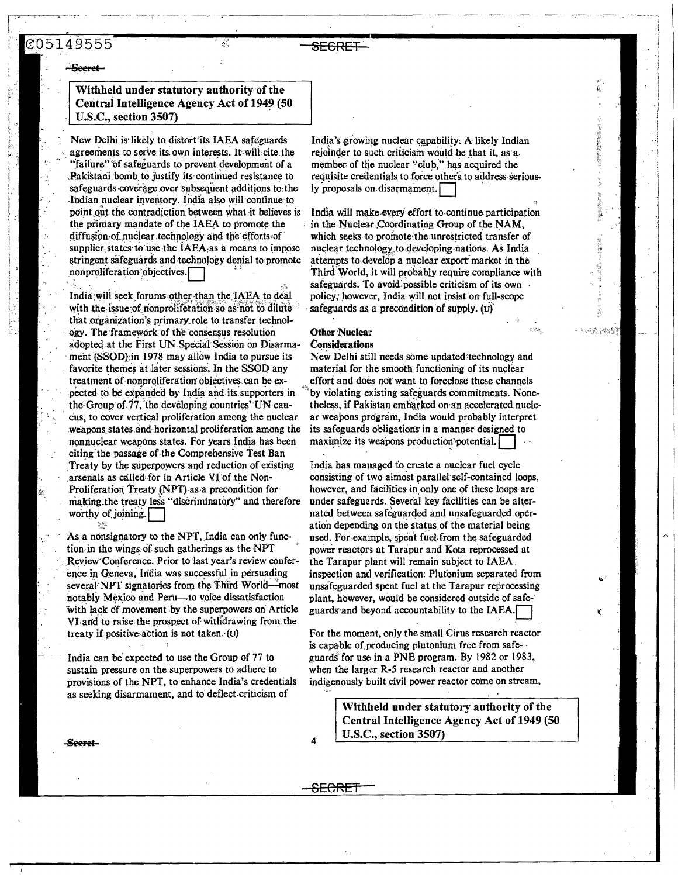Withheld under statutory authority of the Central Intelligence Agency Act of 1949 (50 U.S.C., section 3507)

New Delhi is likely to distort its IAEA safeguards agreements to serve its own interests. It will cite the "failure" of safeguards to prevent development of a Pakistani bomb to justify its continued resistance to safeguards coverage over subsequent additions to the Indian nuclear inventory. India also will continue to point out the contradiction between what it believes is the primary mandate of the IAEA to promote the diffusion of nuclear technology and the efforts of supplier states to use the IAEA as a means to impose stringent safeguards and technology denial to promote nonproliferation objectives. [ ]

India will seek forums other than the IAEA to deal with the issue of nonproliferation so as not to dilute that organization's primary role to transfer technology. The framework of the consensus resolution adopted at the First UN Special Session on Disarmament (SSOD) in 1978 may allow India to pursue its favorite themes at later sessions. In the SSOD any treatment of nonproliferation objectives can be expected to be expanded by India and its supporters in the Group of 77, the developing countries' UN caucus, to cover vertical proliferation among the nuclear weapons states and horizontal proliferation among the nonnuclear weapons states. For years India has been citing the passage of the Comprehensive Test Ban Treaty by the superpowers and reduction of existing arsenals as called for in Article VI of the Non-Proliferation Treaty (NPT) as a precondition for making the treaty less "discriminatory" and therefore worthy of joining. [ ]

As a nonsignatory to the NPT, India can only function in the wings of such gatherings as the NPT Review Conference. Prior to last year's review conference in Geneva, India was successful in persuading several NPT signatories from the Third World—most notably Mexico and Peru—to voice dissatisfaction with lack of movement by the superpowers on Article VI and to raise the prospect of withdrawing from the treaty if positive action is not taken. (U)

India can be expected to use the Group of 77 to sustain pressure on the superpowers to adhere to provisions of the NPT, to enhance India's credentials as seeking disarmament, and to deflect criticism of India's growing nuclear capability. A likely Indian rejoinder to such criticism would be that it, as a member of the nuclear "club," has acquired the requisite credentials to force others to address seriously proposals on disarmament. [ ]

India will make every effort to continue participation in the Nuclear Coordinating Group of the NAM, which seeks to promote the unrestricted transfer of nuclear technology to developing nations. As India attempts to develop a nuclear export market in the Third World, it will probably require compliance with safeguards. To avoid possible criticism of its own policy, however, India will not insist on full-scope safeguards as a precondition of supply. (U)

### Other Nuclear Considerations

New Delhi still needs some updated technology and material for the smooth functioning of its nuclear effort and does not want to foreclose these channels by violating existing safeguards commitments. Nonetheless, if Pakistan embarked on an accelerated nuclear weapons program, India would probably interpret its safeguards obligations in a manner designed to maximize its weapons production potential. [ ]

India has managed to create a nuclear fuel cycle consisting of two almost parallel self-contained loops, however, and facilities in only one of these loops are under safeguards. Several key facilities can be alternated between safeguarded and unsafeguarded operation depending on the status of the material being used. For example, spent fuel from the safeguarded power reactors at Tarapur and Kota reprocessed at the Tarapur plant will remain subject to IAEA inspection and verification. Plutonium separated from unsafeguarded spent fuel at the Tarapur reprocessing plant, however, would be considered outside of safeguards and beyond accountability to the IAEA. [ ]

For the moment, only the small Cirus research reactor is capable of producing plutonium free from safeguards for use in a PNE program. By 1982 or 1983, when the larger R-5 research reactor and another indigenously built civil power reactor come on stream,

Withheld under statutory authority of the Central Intelligence Agency Act of 1949 (50 U.S.C., section 3507)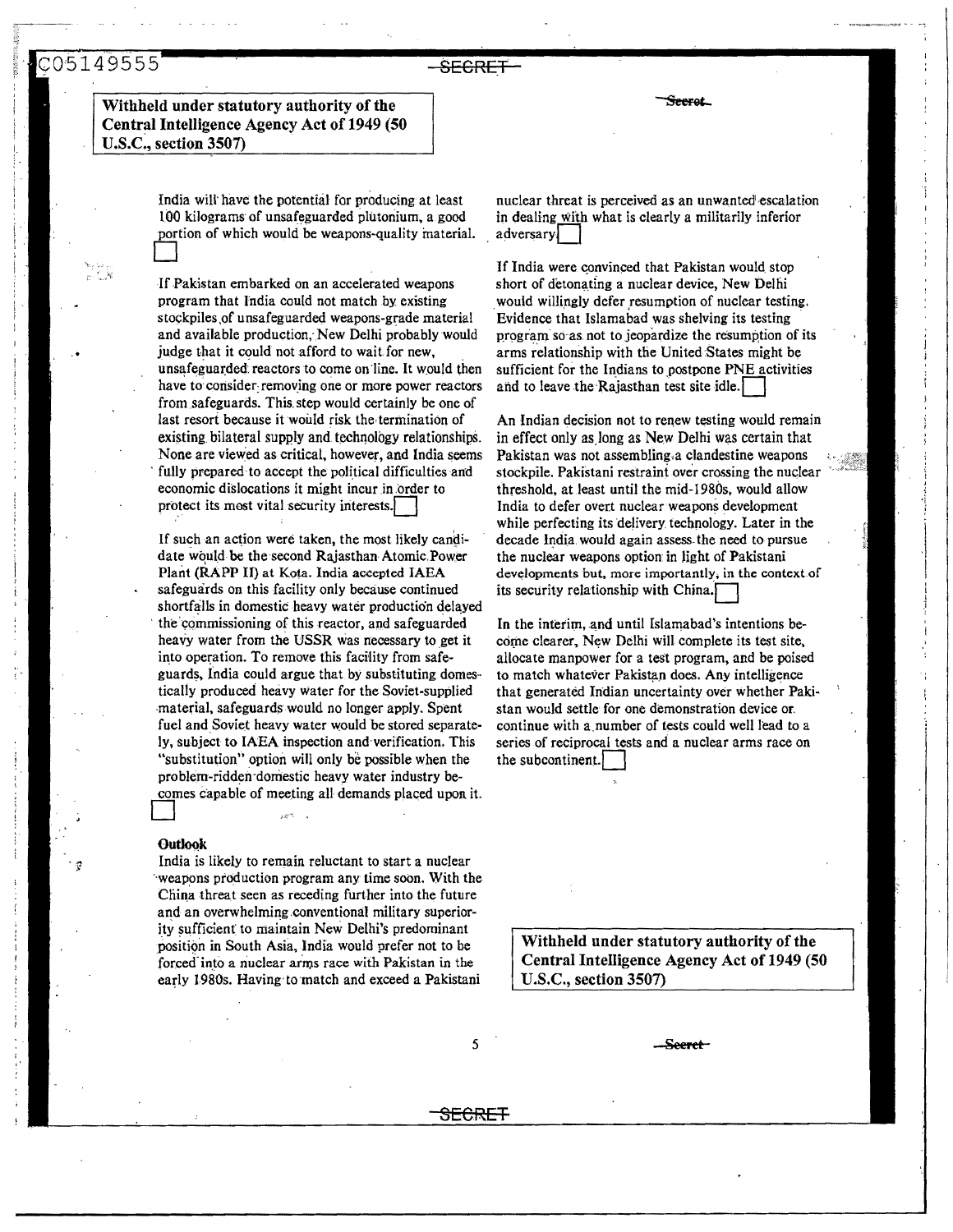Withheld under statutory authority of the Central Intelligence Agency Act of 1949 (50 U.S.C., section 3507)

India will have the potential for producing at least 100 kilograms of unsafeguarded plutonium, a good portion of which would be weapons-quality material.

If Pakistan embarked on an accelerated weapons program that India could not match by existing stockpiles of unsafeguarded weapons-grade material and available production, New Delhi probably would judge that it could not afford to wait for new, unsafeguarded reactors to come on line. It would then have to consider removing one or more power reactors from safeguards. This step would certainly be one of last resort because it would risk the termination of existing bilateral supply and technology relationships. None are viewed as critical, however, and India seems fully prepared to accept the political difficulties and economic dislocations it might incur in order to protect its most vital security interests.

If such an action were taken, the most likely candidate would be the second Rajasthan Atomic Power Plant (RAPP II) at Kota. India accepted IAEA safeguards on this facility only because continued shortfalls in domestic heavy water production delayed the commissioning of this reactor, and safeguarded heavy water from the USSR was necessary to get it into operation. To remove this facility from safeguards, India could argue that by substituting domestically produced heavy water for the Soviet-supplied material, safeguards would no longer apply. Spent fuel and Soviet heavy water would be stored separately, subject to IAEA inspection and verification. This "substitution" option will only be possible when the problem-ridden domestic heavy water industry becomes capable of meeting all demands placed upon it.

### Outlook

India is likely to remain reluctant to start a nuclear weapons production program any time soon. With the China threat seen as receding further into the future and an overwhelming conventional military superiority sufficient to maintain New Delhi's predominant position in South Asia, India would prefer not to be forced into a nuclear arms race with Pakistan in the early 1980s. Having to match and exceed a Pakistani nuclear threat is perceived as an unwanted escalation in dealing with what is clearly a militarily inferior adversary.

If India were convinced that Pakistan would stop short of detonating a nuclear device, New Delhi would willingly defer resumption of nuclear testing. Evidence that Islamabad was shelving its testing program so as not to jeopardize the resumption of its arms relationship with the United States might be sufficient for the Indians to postpone PNE activities and to leave the Rajasthan test site idle.

An Indian decision not to renew testing would remain in effect only as long as New Delhi was certain that Pakistan was not assembling a clandestine weapons stockpile. Pakistani restraint over crossing the nuclear threshold, at least until the mid-1980s, would allow India to defer overt nuclear weapons development while perfecting its delivery technology. Later in the decade India would again assess the need to pursue the nuclear weapons option in light of Pakistani developments but, more importantly, in the context of its security relationship with China.

In the interim, and until Islamabad's intentions become clearer, New Delhi will complete its test site, allocate manpower for a test program, and be poised to match whatever Pakistan does. Any intelligence that generated Indian uncertainty over whether Pakistan would settle for one demonstration device or continue with a number of tests could well lead to a series of reciprocal tests and a nuclear arms race on the subcontinent.

Withheld under statutory authority of the Central Intelligence Agency Act of 1949 (50 U.S.C., section 3507)